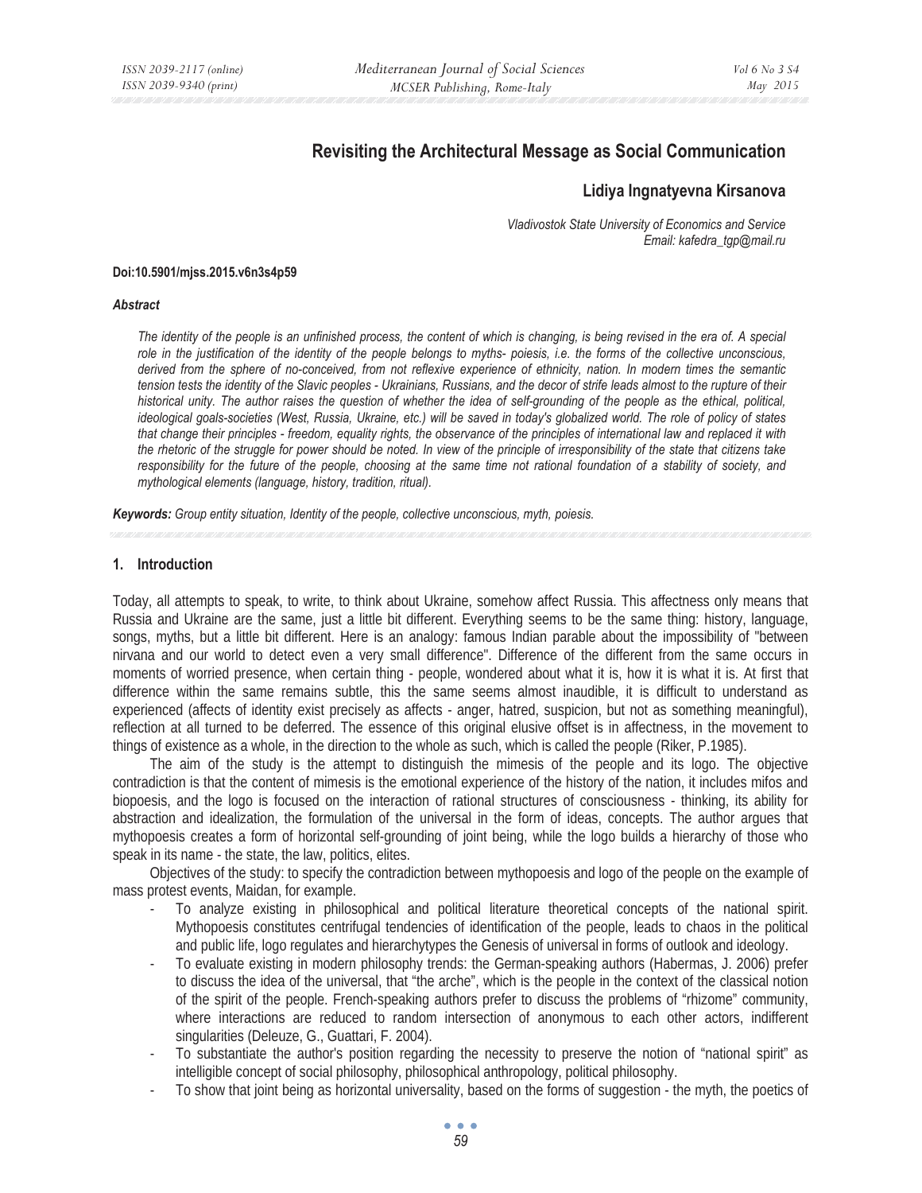# Revisiting the Architectural Message as Social Communication

## Lidiya Ingnatyevna Kirsanova

*Vladivostok State University of Economics and Service*
*Email: kafedra_tgp@mail.ru*

**Doi:10.5901/mjss.2015.v6n3s4p59**

***Abstract***

*The identity of the people is an unfinished process, the content of which is changing, is being revised in the era of. A special role in the justification of the identity of the people belongs to myths- poiesis, i.e. the forms of the collective unconscious, derived from the sphere of no-conceived, from not reflexive experience of ethnicity, nation. In modern times the semantic tension tests the identity of the Slavic peoples - Ukrainians, Russians, and the decor of strife leads almost to the rupture of their historical unity. The author raises the question of whether the idea of self-grounding of the people as the ethical, political, ideological goals-societies (West, Russia, Ukraine, etc.) will be saved in today's globalized world. The role of policy of states that change their principles - freedom, equality rights, the observance of the principles of international law and replaced it with the rhetoric of the struggle for power should be noted. In view of the principle of irresponsibility of the state that citizens take responsibility for the future of the people, choosing at the same time not rational foundation of a stability of society, and mythological elements (language, history, tradition, ritual).*

***Keywords:*** *Group entity situation, Identity of the people, collective unconscious, myth, poiesis.*

## 1. Introduction

Today, all attempts to speak, to write, to think about Ukraine, somehow affect Russia. This affectness only means that Russia and Ukraine are the same, just a little bit different. Everything seems to be the same thing: history, language, songs, myths, but a little bit different. Here is an analogy: famous Indian parable about the impossibility of "between nirvana and our world to detect even a very small difference". Difference of the different from the same occurs in moments of worried presence, when certain thing - people, wondered about what it is, how it is what it is. At first that difference within the same remains subtle, this the same seems almost inaudible, it is difficult to understand as experienced (affects of identity exist precisely as affects - anger, hatred, suspicion, but not as something meaningful), reflection at all turned to be deferred. The essence of this original elusive offset is in affectness, in the movement to things of existence as a whole, in the direction to the whole as such, which is called the people (Riker, P.1985).

The aim of the study is the attempt to distinguish the mimesis of the people and its logo. The objective contradiction is that the content of mimesis is the emotional experience of the history of the nation, it includes mifos and biopoesis, and the logo is focused on the interaction of rational structures of consciousness - thinking, its ability for abstraction and idealization, the formulation of the universal in the form of ideas, concepts. The author argues that mythopoesis creates a form of horizontal self-grounding of joint being, while the logo builds a hierarchy of those who speak in its name - the state, the law, politics, elites.

Objectives of the study: to specify the contradiction between mythopoesis and logo of the people on the example of mass protest events, Maidan, for example.

- To analyze existing in philosophical and political literature theoretical concepts of the national spirit. Mythopoesis constitutes centrifugal tendencies of identification of the people, leads to chaos in the political and public life, logo regulates and hierarchytypes the Genesis of universal in forms of outlook and ideology.
- To evaluate existing in modern philosophy trends: the German-speaking authors (Habermas, J. 2006) prefer to discuss the idea of the universal, that "the arche", which is the people in the context of the classical notion of the spirit of the people. French-speaking authors prefer to discuss the problems of "rhizome" community, where interactions are reduced to random intersection of anonymous to each other actors, indifferent singularities (Deleuze, G., Guattari, F. 2004).
- To substantiate the author's position regarding the necessity to preserve the notion of "national spirit" as intelligible concept of social philosophy, philosophical anthropology, political philosophy.
- To show that joint being as horizontal universality, based on the forms of suggestion - the myth, the poetics of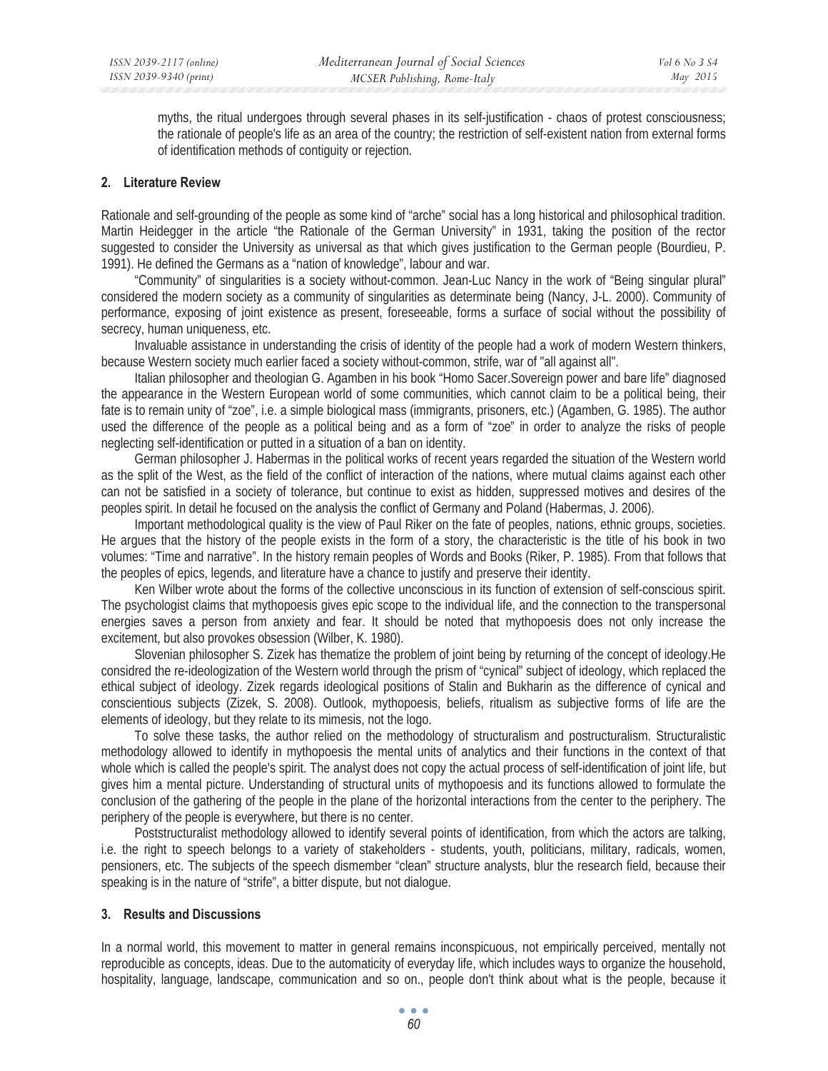myths, the ritual undergoes through several phases in its self-justification - chaos of protest consciousness; the rationale of people's life as an area of the country; the restriction of self-existent nation from external forms of identification methods of contiguity or rejection.

## 2. Literature Review

Rationale and self-grounding of the people as some kind of "arche" social has a long historical and philosophical tradition. Martin Heidegger in the article "the Rationale of the German University" in 1931, taking the position of the rector suggested to consider the University as universal as that which gives justification to the German people (Bourdieu, P. 1991). He defined the Germans as a "nation of knowledge", labour and war.

"Community" of singularities is a society without-common. Jean-Luc Nancy in the work of "Being singular plural" considered the modern society as a community of singularities as determinate being (Nancy, J-L. 2000). Community of performance, exposing of joint existence as present, foreseeable, forms a surface of social without the possibility of secrecy, human uniqueness, etc.

Invaluable assistance in understanding the crisis of identity of the people had a work of modern Western thinkers, because Western society much earlier faced a society without-common, strife, war of "all against all".

Italian philosopher and theologian G. Agamben in his book "Homo Sacer.Sovereign power and bare life" diagnosed the appearance in the Western European world of some communities, which cannot claim to be a political being, their fate is to remain unity of "zoe", i.e. a simple biological mass (immigrants, prisoners, etc.) (Agamben, G. 1985). The author used the difference of the people as a political being and as a form of "zoe" in order to analyze the risks of people neglecting self-identification or putted in a situation of a ban on identity.

German philosopher J. Habermas in the political works of recent years regarded the situation of the Western world as the split of the West, as the field of the conflict of interaction of the nations, where mutual claims against each other can not be satisfied in a society of tolerance, but continue to exist as hidden, suppressed motives and desires of the peoples spirit. In detail he focused on the analysis the conflict of Germany and Poland (Habermas, J. 2006).

Important methodological quality is the view of Paul Riker on the fate of peoples, nations, ethnic groups, societies. He argues that the history of the people exists in the form of a story, the characteristic is the title of his book in two volumes: "Time and narrative". In the history remain peoples of Words and Books (Riker, P. 1985). From that follows that the peoples of epics, legends, and literature have a chance to justify and preserve their identity.

Ken Wilber wrote about the forms of the collective unconscious in its function of extension of self-conscious spirit. The psychologist claims that mythopoesis gives epic scope to the individual life, and the connection to the transpersonal energies saves a person from anxiety and fear. It should be noted that mythopoesis does not only increase the excitement, but also provokes obsession (Wilber, K. 1980).

Slovenian philosopher S. Zizek has thematize the problem of joint being by returning of the concept of ideology.He considred the re-ideologization of the Western world through the prism of "cynical" subject of ideology, which replaced the ethical subject of ideology. Zizek regards ideological positions of Stalin and Bukharin as the difference of cynical and conscientious subjects (Zizek, S. 2008). Outlook, mythopoesis, beliefs, ritualism as subjective forms of life are the elements of ideology, but they relate to its mimesis, not the logo.

To solve these tasks, the author relied on the methodology of structuralism and postructuralism. Structuralistic methodology allowed to identify in mythopoesis the mental units of analytics and their functions in the context of that whole which is called the people's spirit. The analyst does not copy the actual process of self-identification of joint life, but gives him a mental picture. Understanding of structural units of mythopoesis and its functions allowed to formulate the conclusion of the gathering of the people in the plane of the horizontal interactions from the center to the periphery. The periphery of the people is everywhere, but there is no center.

Poststructuralist methodology allowed to identify several points of identification, from which the actors are talking, i.e. the right to speech belongs to a variety of stakeholders - students, youth, politicians, military, radicals, women, pensioners, etc. The subjects of the speech dismember "clean" structure analysts, blur the research field, because their speaking is in the nature of "strife", a bitter dispute, but not dialogue.

## 3. Results and Discussions

In a normal world, this movement to matter in general remains inconspicuous, not empirically perceived, mentally not reproducible as concepts, ideas. Due to the automaticity of everyday life, which includes ways to organize the household, hospitality, language, landscape, communication and so on., people don't think about what is the people, because it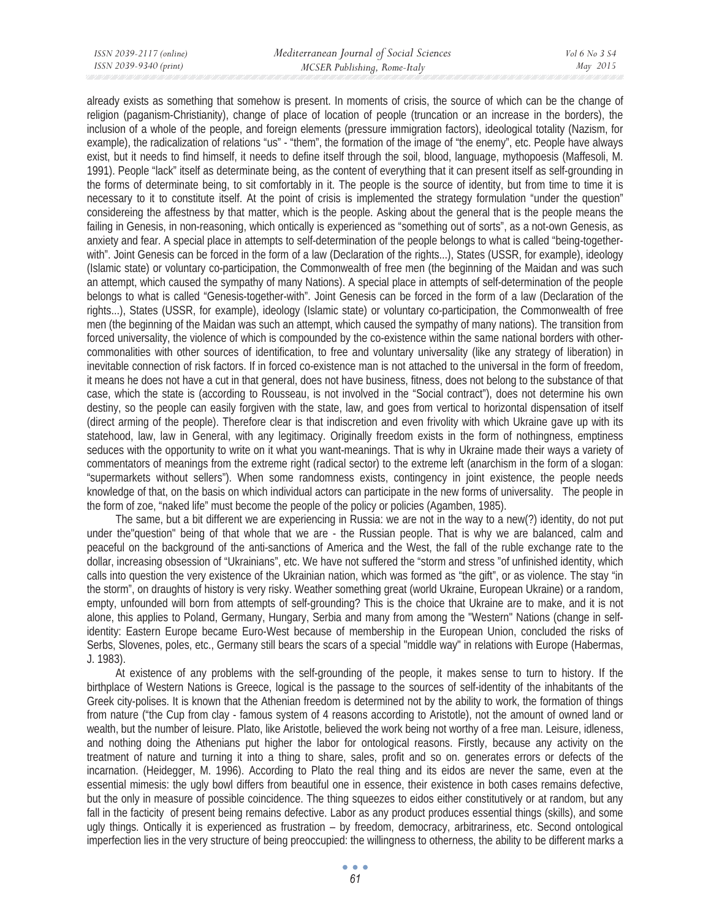already exists as something that somehow is present. In moments of crisis, the source of which can be the change of religion (paganism-Christianity), change of place of location of people (truncation or an increase in the borders), the inclusion of a whole of the people, and foreign elements (pressure immigration factors), ideological totality (Nazism, for example), the radicalization of relations "us" - "them", the formation of the image of "the enemy", etc. People have always exist, but it needs to find himself, it needs to define itself through the soil, blood, language, mythopoesis (Maffesoli, M. 1991). People "lack" itself as determinate being, as the content of everything that it can present itself as self-grounding in the forms of determinate being, to sit comfortably in it. The people is the source of identity, but from time to time it is necessary to it to constitute itself. At the point of crisis is implemented the strategy formulation "under the question" considereing the affestness by that matter, which is the people. Asking about the general that is the people means the failing in Genesis, in non-reasoning, which ontically is experienced as "something out of sorts", as a not-own Genesis, as anxiety and fear. A special place in attempts to self-determination of the people belongs to what is called "being-together-with". Joint Genesis can be forced in the form of a law (Declaration of the rights...), States (USSR, for example), ideology (Islamic state) or voluntary co-participation, the Commonwealth of free men (the beginning of the Maidan and was such an attempt, which caused the sympathy of many Nations). A special place in attempts of self-determination of the people belongs to what is called "Genesis-together-with". Joint Genesis can be forced in the form of a law (Declaration of the rights...), States (USSR, for example), ideology (Islamic state) or voluntary co-participation, the Commonwealth of free men (the beginning of the Maidan was such an attempt, which caused the sympathy of many nations). The transition from forced universality, the violence of which is compounded by the co-existence within the same national borders with other-commonalities with other sources of identification, to free and voluntary universality (like any strategy of liberation) in inevitable connection of risk factors. If in forced co-existence man is not attached to the universal in the form of freedom, it means he does not have a cut in that general, does not have business, fitness, does not belong to the substance of that case, which the state is (according to Rousseau, is not involved in the "Social contract"), does not determine his own destiny, so the people can easily forgiven with the state, law, and goes from vertical to horizontal dispensation of itself (direct arming of the people). Therefore clear is that indiscretion and even frivolity with which Ukraine gave up with its statehood, law, law in General, with any legitimacy. Originally freedom exists in the form of nothingness, emptiness seduces with the opportunity to write on it what you want-meanings. That is why in Ukraine made their ways a variety of commentators of meanings from the extreme right (radical sector) to the extreme left (anarchism in the form of a slogan: "supermarkets without sellers"). When some randomness exists, contingency in joint existence, the people needs knowledge of that, on the basis on which individual actors can participate in the new forms of universality. The people in the form of zoe, "naked life" must become the people of the policy or policies (Agamben, 1985).

The same, but a bit different we are experiencing in Russia: we are not in the way to a new(?) identity, do not put under the"question" being of that whole that we are - the Russian people. That is why we are balanced, calm and peaceful on the background of the anti-sanctions of America and the West, the fall of the ruble exchange rate to the dollar, increasing obsession of "Ukrainians", etc. We have not suffered the "storm and stress "of unfinished identity, which calls into question the very existence of the Ukrainian nation, which was formed as "the gift", or as violence. The stay "in the storm", on draughts of history is very risky. Weather something great (world Ukraine, European Ukraine) or a random, empty, unfounded will born from attempts of self-grounding? This is the choice that Ukraine are to make, and it is not alone, this applies to Poland, Germany, Hungary, Serbia and many from among the "Western" Nations (change in self-identity: Eastern Europe became Euro-West because of membership in the European Union, concluded the risks of Serbs, Slovenes, poles, etc., Germany still bears the scars of a special "middle way" in relations with Europe (Habermas, J. 1983).

At existence of any problems with the self-grounding of the people, it makes sense to turn to history. If the birthplace of Western Nations is Greece, logical is the passage to the sources of self-identity of the inhabitants of the Greek city-polises. It is known that the Athenian freedom is determined not by the ability to work, the formation of things from nature ("the Cup from clay - famous system of 4 reasons according to Aristotle), not the amount of owned land or wealth, but the number of leisure. Plato, like Aristotle, believed the work being not worthy of a free man. Leisure, idleness, and nothing doing the Athenians put higher the labor for ontological reasons. Firstly, because any activity on the treatment of nature and turning it into a thing to share, sales, profit and so on. generates errors or defects of the incarnation. (Heidegger, M. 1996). According to Plato the real thing and its eidos are never the same, even at the essential mimesis: the ugly bowl differs from beautiful one in essence, their existence in both cases remains defective, but the only in measure of possible coincidence. The thing squeezes to eidos either constitutively or at random, but any fall in the facticity of present being remains defective. Labor as any product produces essential things (skills), and some ugly things. Ontically it is experienced as frustration – by freedom, democracy, arbitrariness, etc. Second ontological imperfection lies in the very structure of being preoccupied: the willingness to otherness, the ability to be different marks a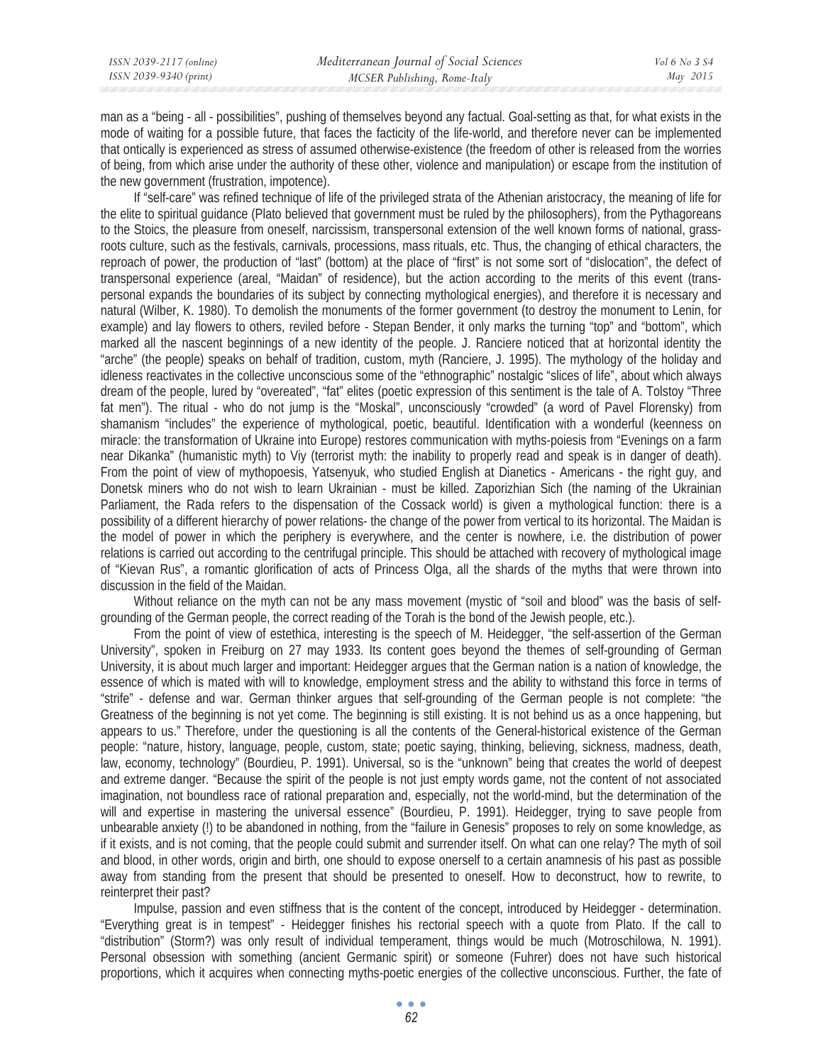man as a "being - all - possibilities", pushing of themselves beyond any factual. Goal-setting as that, for what exists in the mode of waiting for a possible future, that faces the facticity of the life-world, and therefore never can be implemented that ontically is experienced as stress of assumed otherwise-existence (the freedom of other is released from the worries of being, from which arise under the authority of these other, violence and manipulation) or escape from the institution of the new government (frustration, impotence).

If "self-care" was refined technique of life of the privileged strata of the Athenian aristocracy, the meaning of life for the elite to spiritual guidance (Plato believed that government must be ruled by the philosophers), from the Pythagoreans to the Stoics, the pleasure from oneself, narcissism, transpersonal extension of the well known forms of national, grass-roots culture, such as the festivals, carnivals, processions, mass rituals, etc. Thus, the changing of ethical characters, the reproach of power, the production of "last" (bottom) at the place of "first" is not some sort of "dislocation", the defect of transpersonal experience (areal, "Maidan" of residence), but the action according to the merits of this event (trans-personal expands the boundaries of its subject by connecting mythological energies), and therefore it is necessary and natural (Wilber, K. 1980). To demolish the monuments of the former government (to destroy the monument to Lenin, for example) and lay flowers to others, reviled before - Stepan Bender, it only marks the turning "top" and "bottom", which marked all the nascent beginnings of a new identity of the people. J. Ranciere noticed that at horizontal identity the "arche" (the people) speaks on behalf of tradition, custom, myth (Ranciere, J. 1995). The mythology of the holiday and idleness reactivates in the collective unconscious some of the "ethnographic" nostalgic "slices of life", about which always dream of the people, lured by "overeated", "fat" elites (poetic expression of this sentiment is the tale of A. Tolstoy "Three fat men"). The ritual - who do not jump is the "Moskal", unconsciously "crowded" (a word of Pavel Florensky) from shamanism "includes" the experience of mythological, poetic, beautiful. Identification with a wonderful (keenness on miracle: the transformation of Ukraine into Europe) restores communication with myths-poiesis from "Evenings on a farm near Dikanka" (humanistic myth) to Viy (terrorist myth: the inability to properly read and speak is in danger of death). From the point of view of mythopoesis, Yatsenyuk, who studied English at Dianetics - Americans - the right guy, and Donetsk miners who do not wish to learn Ukrainian - must be killed. Zaporizhian Sich (the naming of the Ukrainian Parliament, the Rada refers to the dispensation of the Cossack world) is given a mythological function: there is a possibility of a different hierarchy of power relations- the change of the power from vertical to its horizontal. The Maidan is the model of power in which the periphery is everywhere, and the center is nowhere, i.e. the distribution of power relations is carried out according to the centrifugal principle. This should be attached with recovery of mythological image of "Kievan Rus", a romantic glorification of acts of Princess Olga, all the shards of the myths that were thrown into discussion in the field of the Maidan.

Without reliance on the myth can not be any mass movement (mystic of "soil and blood" was the basis of self-grounding of the German people, the correct reading of the Torah is the bond of the Jewish people, etc.).

From the point of view of estethica, interesting is the speech of M. Heidegger, "the self-assertion of the German University", spoken in Freiburg on 27 may 1933. Its content goes beyond the themes of self-grounding of German University, it is about much larger and important: Heidegger argues that the German nation is a nation of knowledge, the essence of which is mated with will to knowledge, employment stress and the ability to withstand this force in terms of "strife" - defense and war. German thinker argues that self-grounding of the German people is not complete: "the Greatness of the beginning is not yet come. The beginning is still existing. It is not behind us as a once happening, but appears to us." Therefore, under the questioning is all the contents of the General-historical existence of the German people: "nature, history, language, people, custom, state; poetic saying, thinking, believing, sickness, madness, death, law, economy, technology" (Bourdieu, P. 1991). Universal, so is the "unknown" being that creates the world of deepest and extreme danger. "Because the spirit of the people is not just empty words game, not the content of not associated imagination, not boundless race of rational preparation and, especially, not the world-mind, but the determination of the will and expertise in mastering the universal essence" (Bourdieu, P. 1991). Heidegger, trying to save people from unbearable anxiety (!) to be abandoned in nothing, from the "failure in Genesis" proposes to rely on some knowledge, as if it exists, and is not coming, that the people could submit and surrender itself. On what can one relay? The myth of soil and blood, in other words, origin and birth, one should to expose onerself to a certain anamnesis of his past as possible away from standing from the present that should be presented to oneself. How to deconstruct, how to rewrite, to reinterpret their past?

Impulse, passion and even stiffness that is the content of the concept, introduced by Heidegger - determination. "Everything great is in tempest" - Heidegger finishes his rectorial speech with a quote from Plato. If the call to "distribution" (Storm?) was only result of individual temperament, things would be much (Motroschilowa, N. 1991). Personal obsession with something (ancient Germanic spirit) or someone (Fuhrer) does not have such historical proportions, which it acquires when connecting myths-poetic energies of the collective unconscious. Further, the fate of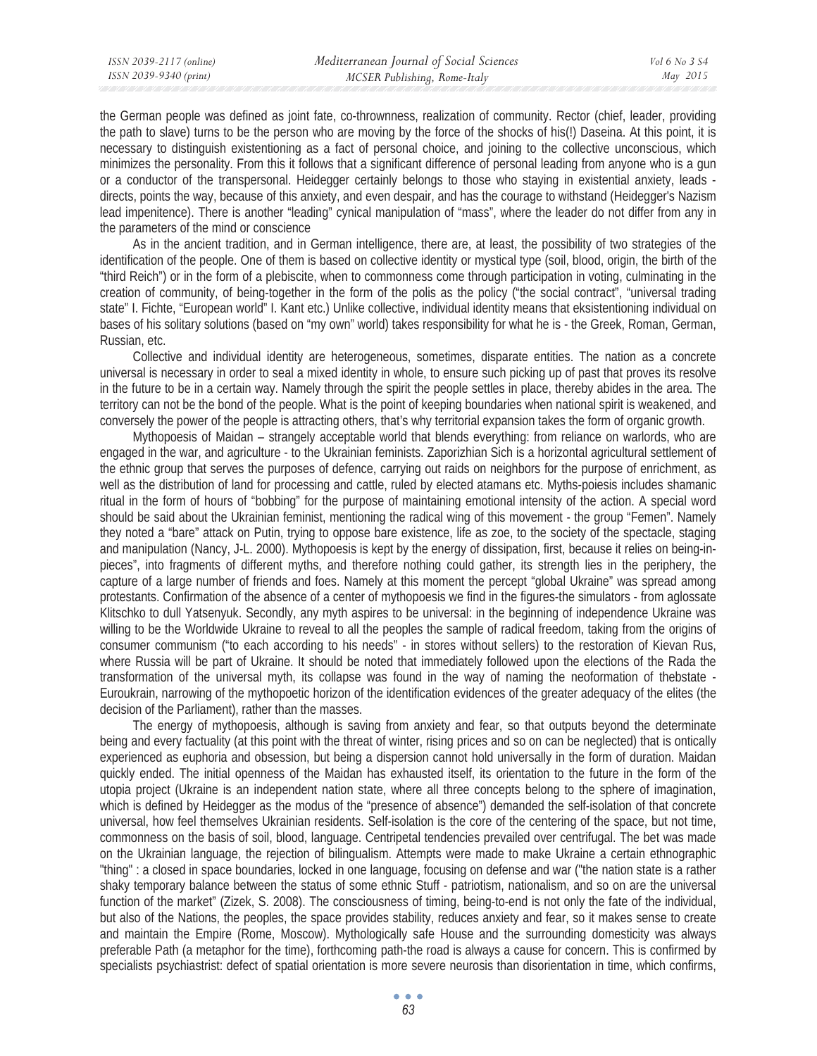the German people was defined as joint fate, co-thrownness, realization of community. Rector (chief, leader, providing the path to slave) turns to be the person who are moving by the force of the shocks of his(!) Daseina. At this point, it is necessary to distinguish existentioning as a fact of personal choice, and joining to the collective unconscious, which minimizes the personality. From this it follows that a significant difference of personal leading from anyone who is a gun or a conductor of the transpersonal. Heidegger certainly belongs to those who staying in existential anxiety, leads - directs, points the way, because of this anxiety, and even despair, and has the courage to withstand (Heidegger's Nazism lead impenitence). There is another "leading" cynical manipulation of "mass", where the leader do not differ from any in the parameters of the mind or conscience

As in the ancient tradition, and in German intelligence, there are, at least, the possibility of two strategies of the identification of the people. One of them is based on collective identity or mystical type (soil, blood, origin, the birth of the "third Reich") or in the form of a plebiscite, when to commonness come through participation in voting, culminating in the creation of community, of being-together in the form of the polis as the policy ("the social contract", "universal trading state" I. Fichte, "European world" I. Kant etc.) Unlike collective, individual identity means that eksistentioning individual on bases of his solitary solutions (based on "my own" world) takes responsibility for what he is - the Greek, Roman, German, Russian, etc.

Collective and individual identity are heterogeneous, sometimes, disparate entities. The nation as a concrete universal is necessary in order to seal a mixed identity in whole, to ensure such picking up of past that proves its resolve in the future to be in a certain way. Namely through the spirit the people settles in place, thereby abides in the area. The territory can not be the bond of the people. What is the point of keeping boundaries when national spirit is weakened, and conversely the power of the people is attracting others, that's why territorial expansion takes the form of organic growth.

Mythopoesis of Maidan – strangely acceptable world that blends everything: from reliance on warlords, who are engaged in the war, and agriculture - to the Ukrainian feminists. Zaporizhian Sich is a horizontal agricultural settlement of the ethnic group that serves the purposes of defence, carrying out raids on neighbors for the purpose of enrichment, as well as the distribution of land for processing and cattle, ruled by elected atamans etc. Myths-poiesis includes shamanic ritual in the form of hours of "bobbing" for the purpose of maintaining emotional intensity of the action. A special word should be said about the Ukrainian feminist, mentioning the radical wing of this movement - the group "Femen". Namely they noted a "bare" attack on Putin, trying to oppose bare existence, life as zoe, to the society of the spectacle, staging and manipulation (Nancy, J-L. 2000). Mythopoesis is kept by the energy of dissipation, first, because it relies on being-in-pieces", into fragments of different myths, and therefore nothing could gather, its strength lies in the periphery, the capture of a large number of friends and foes. Namely at this moment the percept "global Ukraine" was spread among protestants. Confirmation of the absence of a center of mythopoesis we find in the figures-the simulators - from aglossate Klitschko to dull Yatsenyuk. Secondly, any myth aspires to be universal: in the beginning of independence Ukraine was willing to be the Worldwide Ukraine to reveal to all the peoples the sample of radical freedom, taking from the origins of consumer communism ("to each according to his needs" - in stores without sellers) to the restoration of Kievan Rus, where Russia will be part of Ukraine. It should be noted that immediately followed upon the elections of the Rada the transformation of the universal myth, its collapse was found in the way of naming the neoformation of thebstate - Euroukrain, narrowing of the mythopoetic horizon of the identification evidences of the greater adequacy of the elites (the decision of the Parliament), rather than the masses.

The energy of mythopoesis, although is saving from anxiety and fear, so that outputs beyond the determinate being and every factuality (at this point with the threat of winter, rising prices and so on can be neglected) that is ontically experienced as euphoria and obsession, but being a dispersion cannot hold universally in the form of duration. Maidan quickly ended. The initial openness of the Maidan has exhausted itself, its orientation to the future in the form of the utopia project (Ukraine is an independent nation state, where all three concepts belong to the sphere of imagination, which is defined by Heidegger as the modus of the "presence of absence") demanded the self-isolation of that concrete universal, how feel themselves Ukrainian residents. Self-isolation is the core of the centering of the space, but not time, commonness on the basis of soil, blood, language. Centripetal tendencies prevailed over centrifugal. The bet was made on the Ukrainian language, the rejection of bilingualism. Attempts were made to make Ukraine a certain ethnographic "thing" : a closed in space boundaries, locked in one language, focusing on defense and war ("the nation state is a rather shaky temporary balance between the status of some ethnic Stuff - patriotism, nationalism, and so on are the universal function of the market" (Zizek, S. 2008). The consciousness of timing, being-to-end is not only the fate of the individual, but also of the Nations, the peoples, the space provides stability, reduces anxiety and fear, so it makes sense to create and maintain the Empire (Rome, Moscow). Mythologically safe House and the surrounding domesticity was always preferable Path (a metaphor for the time), forthcoming path-the road is always a cause for concern. This is confirmed by specialists psychiastrist: defect of spatial orientation is more severe neurosis than disorientation in time, which confirms,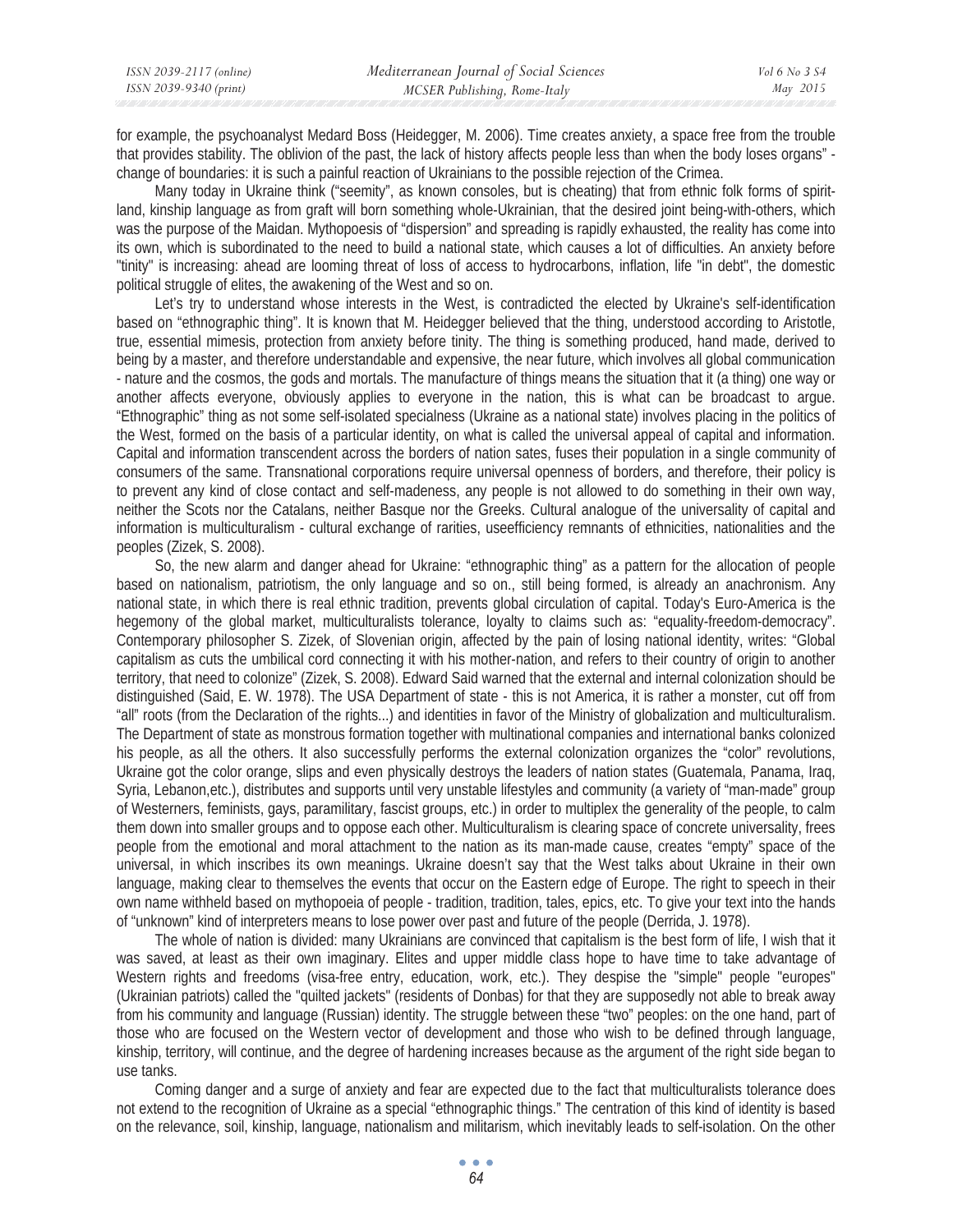for example, the psychoanalyst Medard Boss (Heidegger, M. 2006). Time creates anxiety, a space free from the trouble that provides stability. The oblivion of the past, the lack of history affects people less than when the body loses organs" - change of boundaries: it is such a painful reaction of Ukrainians to the possible rejection of the Crimea.

Many today in Ukraine think ("seemity", as known consoles, but is cheating) that from ethnic folk forms of spirit-land, kinship language as from graft will born something whole-Ukrainian, that the desired joint being-with-others, which was the purpose of the Maidan. Mythopoesis of "dispersion" and spreading is rapidly exhausted, the reality has come into its own, which is subordinated to the need to build a national state, which causes a lot of difficulties. An anxiety before "tinity" is increasing: ahead are looming threat of loss of access to hydrocarbons, inflation, life "in debt", the domestic political struggle of elites, the awakening of the West and so on.

Let's try to understand whose interests in the West, is contradicted the elected by Ukraine's self-identification based on "ethnographic thing". It is known that M. Heidegger believed that the thing, understood according to Aristotle, true, essential mimesis, protection from anxiety before tinity. The thing is something produced, hand made, derived to being by a master, and therefore understandable and expensive, the near future, which involves all global communication - nature and the cosmos, the gods and mortals. The manufacture of things means the situation that it (a thing) one way or another affects everyone, obviously applies to everyone in the nation, this is what can be broadcast to argue. "Ethnographic" thing as not some self-isolated specialness (Ukraine as a national state) involves placing in the politics of the West, formed on the basis of a particular identity, on what is called the universal appeal of capital and information. Capital and information transcendent across the borders of nation sates, fuses their population in a single community of consumers of the same. Transnational corporations require universal openness of borders, and therefore, their policy is to prevent any kind of close contact and self-madeness, any people is not allowed to do something in their own way, neither the Scots nor the Catalans, neither Basque nor the Greeks. Cultural analogue of the universality of capital and information is multiculturalism - cultural exchange of rarities, useefficiency remnants of ethnicities, nationalities and the peoples (Zizek, S. 2008).

So, the new alarm and danger ahead for Ukraine: "ethnographic thing" as a pattern for the allocation of people based on nationalism, patriotism, the only language and so on., still being formed, is already an anachronism. Any national state, in which there is real ethnic tradition, prevents global circulation of capital. Today's Euro-America is the hegemony of the global market, multiculturalists tolerance, loyalty to claims such as: "equality-freedom-democracy". Contemporary philosopher S. Zizek, of Slovenian origin, affected by the pain of losing national identity, writes: "Global capitalism as cuts the umbilical cord connecting it with his mother-nation, and refers to their country of origin to another territory, that need to colonize" (Zizek, S. 2008). Edward Said warned that the external and internal colonization should be distinguished (Said, E. W. 1978). The USA Department of state - this is not America, it is rather a monster, cut off from "all" roots (from the Declaration of the rights...) and identities in favor of the Ministry of globalization and multiculturalism. The Department of state as monstrous formation together with multinational companies and international banks colonized his people, as all the others. It also successfully performs the external colonization organizes the "color" revolutions, Ukraine got the color orange, slips and even physically destroys the leaders of nation states (Guatemala, Panama, Iraq, Syria, Lebanon,etc.), distributes and supports until very unstable lifestyles and community (a variety of "man-made" group of Westerners, feminists, gays, paramilitary, fascist groups, etc.) in order to multiplex the generality of the people, to calm them down into smaller groups and to oppose each other. Multiculturalism is clearing space of concrete universality, frees people from the emotional and moral attachment to the nation as its man-made cause, creates "empty" space of the universal, in which inscribes its own meanings. Ukraine doesn't say that the West talks about Ukraine in their own language, making clear to themselves the events that occur on the Eastern edge of Europe. The right to speech in their own name withheld based on mythopoeia of people - tradition, tradition, tales, epics, etc. To give your text into the hands of "unknown" kind of interpreters means to lose power over past and future of the people (Derrida, J. 1978).

The whole of nation is divided: many Ukrainians are convinced that capitalism is the best form of life, I wish that it was saved, at least as their own imaginary. Elites and upper middle class hope to have time to take advantage of Western rights and freedoms (visa-free entry, education, work, etc.). They despise the "simple" people "europes" (Ukrainian patriots) called the "quilted jackets" (residents of Donbas) for that they are supposedly not able to break away from his community and language (Russian) identity. The struggle between these "two" peoples: on the one hand, part of those who are focused on the Western vector of development and those who wish to be defined through language, kinship, territory, will continue, and the degree of hardening increases because as the argument of the right side began to use tanks.

Coming danger and a surge of anxiety and fear are expected due to the fact that multiculturalists tolerance does not extend to the recognition of Ukraine as a special "ethnographic things." The centration of this kind of identity is based on the relevance, soil, kinship, language, nationalism and militarism, which inevitably leads to self-isolation. On the other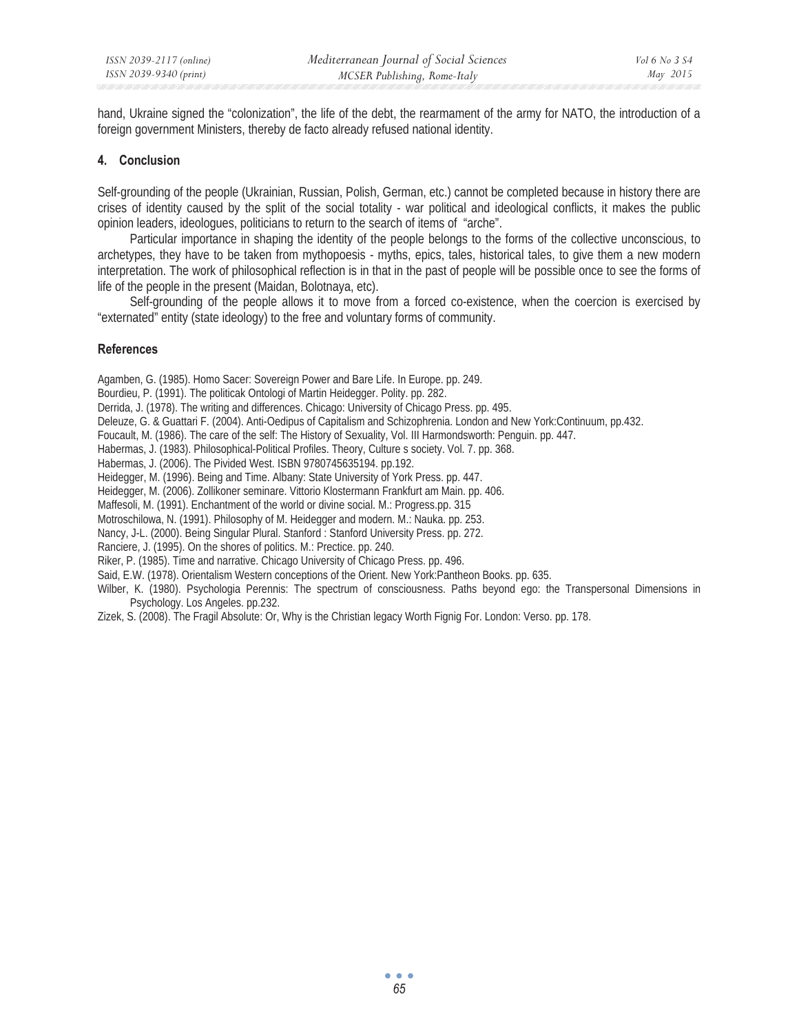hand, Ukraine signed the "colonization", the life of the debt, the rearmament of the army for NATO, the introduction of a foreign government Ministers, thereby de facto already refused national identity.

## 4. Conclusion

Self-grounding of the people (Ukrainian, Russian, Polish, German, etc.) cannot be completed because in history there are crises of identity caused by the split of the social totality - war political and ideological conflicts, it makes the public opinion leaders, ideologues, politicians to return to the search of items of "arche".

Particular importance in shaping the identity of the people belongs to the forms of the collective unconscious, to archetypes, they have to be taken from mythopoesis - myths, epics, tales, historical tales, to give them a new modern interpretation. The work of philosophical reflection is in that in the past of people will be possible once to see the forms of life of the people in the present (Maidan, Bolotnaya, etc).

Self-grounding of the people allows it to move from a forced co-existence, when the coercion is exercised by "externated" entity (state ideology) to the free and voluntary forms of community.

## References

Agamben, G. (1985). Homo Sacer: Sovereign Power and Bare Life. In Europe. pp. 249.

Bourdieu, P. (1991). The politicak Ontologi of Martin Heidegger. Polity. pp. 282.

Derrida, J. (1978). The writing and differences. Chicago: University of Chicago Press. pp. 495.

Deleuze, G. & Guattari F. (2004). Anti-Oedipus of Capitalism and Schizophrenia. London and New York:Continuum, pp.432.

Foucault, M. (1986). The care of the self: The History of Sexuality, Vol. III Harmondsworth: Penguin. pp. 447.

Habermas, J. (1983). Philosophical-Political Profiles. Theory, Culture s society. Vol. 7. pp. 368.

Habermas, J. (2006). The Pivided West. ISBN 9780745635194. pp.192.

Heidegger, M. (1996). Being and Time. Albany: State University of York Press. pp. 447.

Heidegger, M. (2006). Zollikoner seminare. Vittorio Klostermann Frankfurt am Main. pp. 406.

Maffesoli, M. (1991). Enchantment of the world or divine social. M.: Progress.pp. 315

Motroschilowa, N. (1991). Philosophy of M. Heidegger and modern. M.: Nauka. pp. 253.

Nancy, J-L. (2000). Being Singular Plural. Stanford : Stanford University Press. pp. 272.

Ranciere, J. (1995). On the shores of politics. M.: Prectice. pp. 240.

Riker, P. (1985). Time and narrative. Chicago University of Chicago Press. pp. 496.

Said, E.W. (1978). Orientalism Western conceptions of the Orient. New York:Pantheon Books. pp. 635.

Wilber, K. (1980). Psychologia Perennis: The spectrum of consciousness. Paths beyond ego: the Transpersonal Dimensions in Psychology. Los Angeles. pp.232.

Zizek, S. (2008). The Fragil Absolute: Or, Why is the Christian legacy Worth Fignig For. London: Verso. pp. 178.